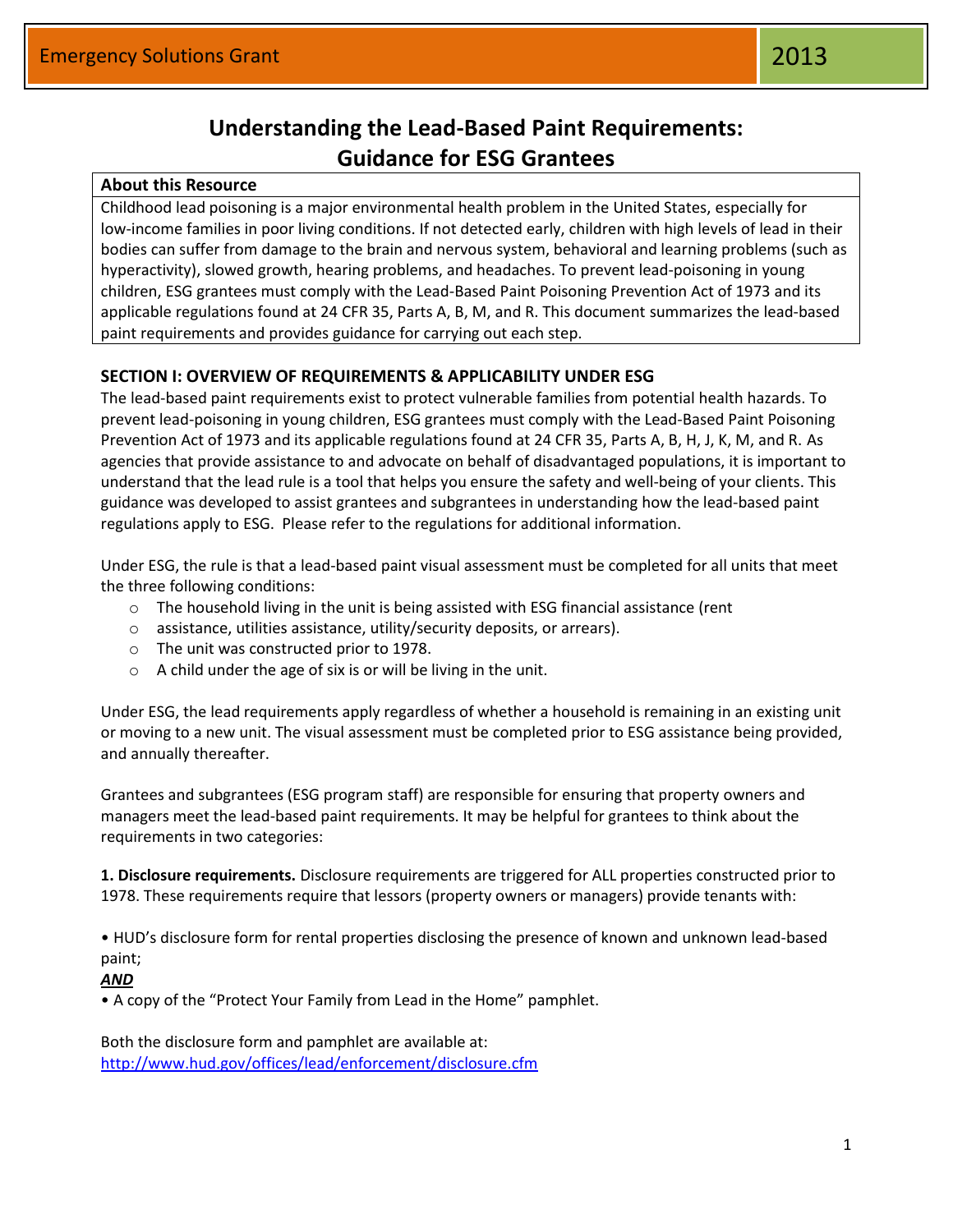Emergency Solutions Grant 2013

# Understanding the Lead-Based Paint Requirements: Guidance for ESG Grantees

**About this Resource**

Childhood lead poisoning is a major environmental health problem in the United States, especially for low-income families in poor living conditions. If not detected early, children with high levels of lead in their bodies can suffer from damage to the brain and nervous system, behavioral and learning problems (such as hyperactivity), slowed growth, hearing problems, and headaches. To prevent lead-poisoning in young children, ESG grantees must comply with the Lead-Based Paint Poisoning Prevention Act of 1973 and its applicable regulations found at 24 CFR 35, Parts A, B, M, and R. This document summarizes the lead-based paint requirements and provides guidance for carrying out each step.

## SECTION I: OVERVIEW OF REQUIREMENTS & APPLICABILITY UNDER ESG

The lead-based paint requirements exist to protect vulnerable families from potential health hazards. To prevent lead-poisoning in young children, ESG grantees must comply with the Lead-Based Paint Poisoning Prevention Act of 1973 and its applicable regulations found at 24 CFR 35, Parts A, B, H, J, K, M, and R. As agencies that provide assistance to and advocate on behalf of disadvantaged populations, it is important to understand that the lead rule is a tool that helps you ensure the safety and well-being of your clients. This guidance was developed to assist grantees and subgrantees in understanding how the lead-based paint regulations apply to ESG. Please refer to the regulations for additional information.

Under ESG, the rule is that a lead-based paint visual assessment must be completed for all units that meet the three following conditions:

- The household living in the unit is being assisted with ESG financial assistance (rent
- assistance, utilities assistance, utility/security deposits, or arrears).
- The unit was constructed prior to 1978.
- A child under the age of six is or will be living in the unit.

Under ESG, the lead requirements apply regardless of whether a household is remaining in an existing unit or moving to a new unit. The visual assessment must be completed prior to ESG assistance being provided, and annually thereafter.

Grantees and subgrantees (ESG program staff) are responsible for ensuring that property owners and managers meet the lead-based paint requirements. It may be helpful for grantees to think about the requirements in two categories:

**1. Disclosure requirements.** Disclosure requirements are triggered for ALL properties constructed prior to 1978. These requirements require that lessors (property owners or managers) provide tenants with:

- HUD's disclosure form for rental properties disclosing the presence of known and unknown lead-based paint;

***AND***

- A copy of the "Protect Your Family from Lead in the Home" pamphlet.

Both the disclosure form and pamphlet are available at:
http://www.hud.gov/offices/lead/enforcement/disclosure.cfm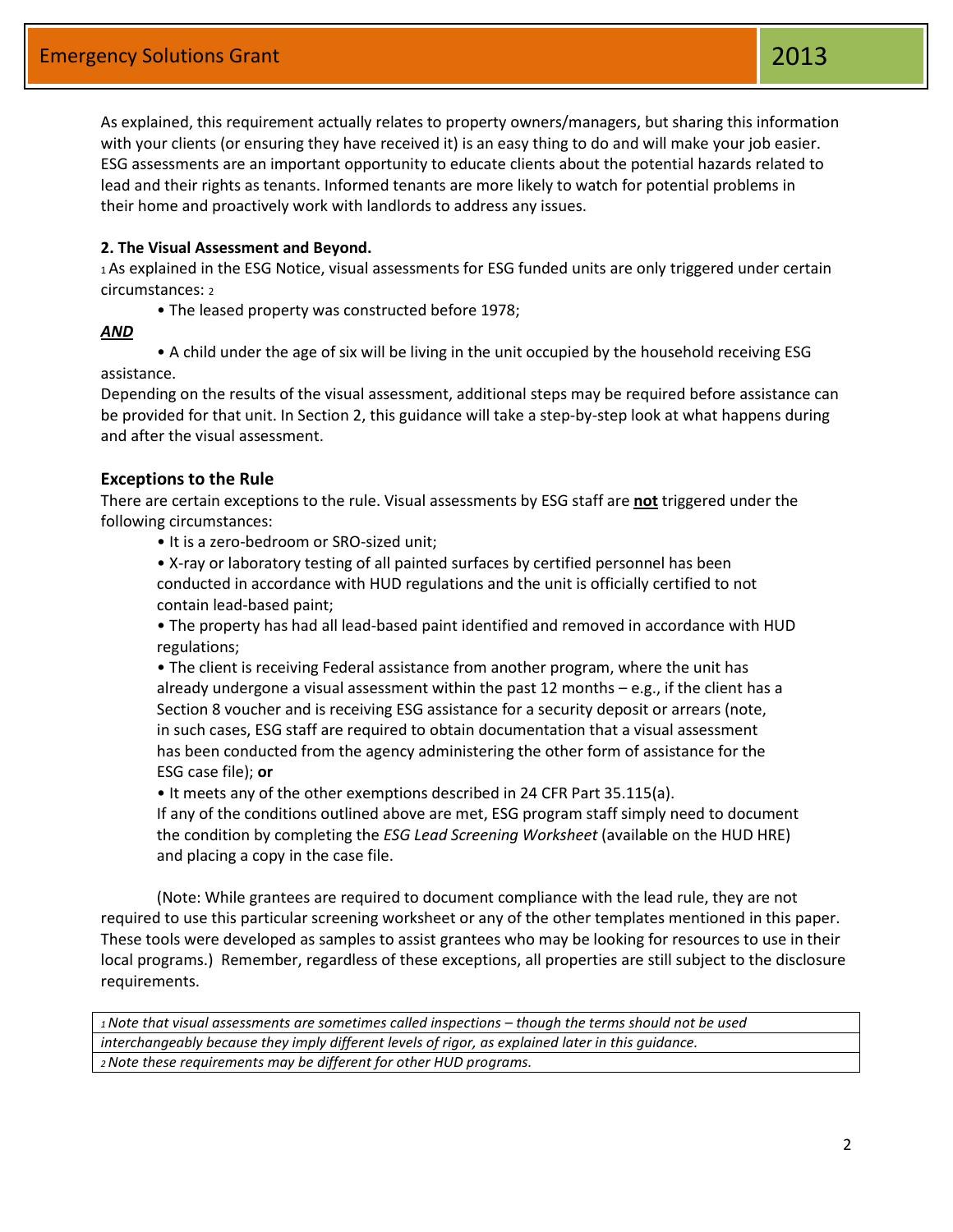As explained, this requirement actually relates to property owners/managers, but sharing this information with your clients (or ensuring they have received it) is an easy thing to do and will make your job easier. ESG assessments are an important opportunity to educate clients about the potential hazards related to lead and their rights as tenants. Informed tenants are more likely to watch for potential problems in their home and proactively work with landlords to address any issues.

**2. The Visual Assessment and Beyond.**

[1] As explained in the ESG Notice, visual assessments for ESG funded units are only triggered under certain circumstances: [2]

- The leased property was constructed before 1978;

***AND***

- A child under the age of six will be living in the unit occupied by the household receiving ESG assistance.

Depending on the results of the visual assessment, additional steps may be required before assistance can be provided for that unit. In Section 2, this guidance will take a step-by-step look at what happens during and after the visual assessment.

### Exceptions to the Rule

There are certain exceptions to the rule. Visual assessments by ESG staff are **not** triggered under the following circumstances:

- It is a zero-bedroom or SRO-sized unit;
- X-ray or laboratory testing of all painted surfaces by certified personnel has been conducted in accordance with HUD regulations and the unit is officially certified to not contain lead-based paint;
- The property has had all lead-based paint identified and removed in accordance with HUD regulations;
- The client is receiving Federal assistance from another program, where the unit has already undergone a visual assessment within the past 12 months – e.g., if the client has a Section 8 voucher and is receiving ESG assistance for a security deposit or arrears (note, in such cases, ESG staff are required to obtain documentation that a visual assessment has been conducted from the agency administering the other form of assistance for the ESG case file); **or**
- It meets any of the other exemptions described in 24 CFR Part 35.115(a).

If any of the conditions outlined above are met, ESG program staff simply need to document the condition by completing the *ESG Lead Screening Worksheet* (available on the HUD HRE) and placing a copy in the case file.

(Note: While grantees are required to document compliance with the lead rule, they are not required to use this particular screening worksheet or any of the other templates mentioned in this paper. These tools were developed as samples to assist grantees who may be looking for resources to use in their local programs.) Remember, regardless of these exceptions, all properties are still subject to the disclosure requirements.

*[1] Note that visual assessments are sometimes called inspections – though the terms should not be used interchangeably because they imply different levels of rigor, as explained later in this guidance.*

*[2] Note these requirements may be different for other HUD programs.*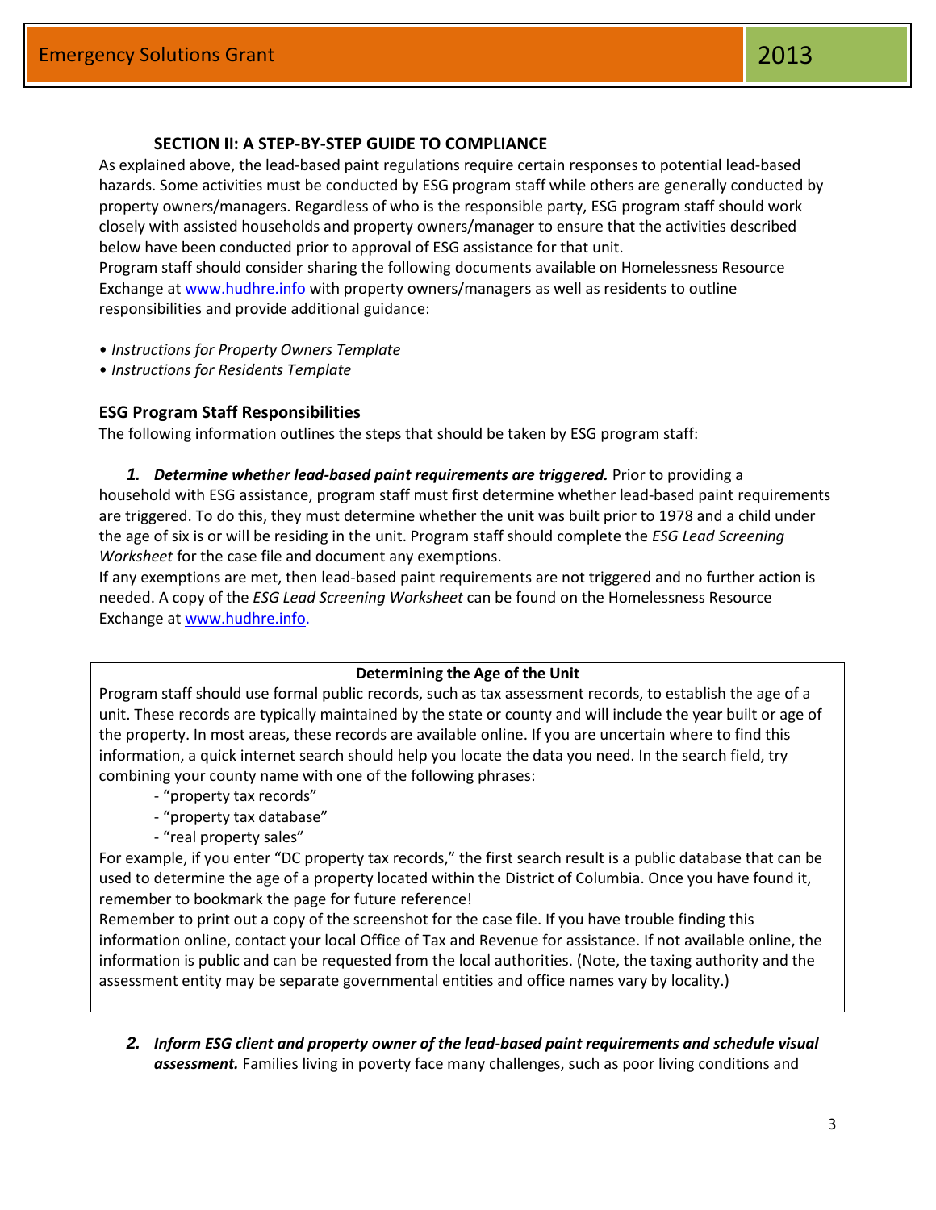### SECTION II: A STEP-BY-STEP GUIDE TO COMPLIANCE

As explained above, the lead-based paint regulations require certain responses to potential lead-based hazards. Some activities must be conducted by ESG program staff while others are generally conducted by property owners/managers. Regardless of who is the responsible party, ESG program staff should work closely with assisted households and property owners/manager to ensure that the activities described below have been conducted prior to approval of ESG assistance for that unit.

Program staff should consider sharing the following documents available on Homelessness Resource Exchange at www.hudhre.info with property owners/managers as well as residents to outline responsibilities and provide additional guidance:

- *Instructions for Property Owners Template*
- *Instructions for Residents Template*

### ESG Program Staff Responsibilities

The following information outlines the steps that should be taken by ESG program staff:

***1. Determine whether lead-based paint requirements are triggered.*** Prior to providing a household with ESG assistance, program staff must first determine whether lead-based paint requirements are triggered. To do this, they must determine whether the unit was built prior to 1978 and a child under the age of six is or will be residing in the unit. Program staff should complete the *ESG Lead Screening Worksheet* for the case file and document any exemptions.

If any exemptions are met, then lead-based paint requirements are not triggered and no further action is needed. A copy of the *ESG Lead Screening Worksheet* can be found on the Homelessness Resource Exchange at www.hudhre.info.

> **Determining the Age of the Unit**
>
> Program staff should use formal public records, such as tax assessment records, to establish the age of a unit. These records are typically maintained by the state or county and will include the year built or age of the property. In most areas, these records are available online. If you are uncertain where to find this information, a quick internet search should help you locate the data you need. In the search field, try combining your county name with one of the following phrases:
>
> - "property tax records"
> - "property tax database"
> - "real property sales"
>
> For example, if you enter "DC property tax records," the first search result is a public database that can be used to determine the age of a property located within the District of Columbia. Once you have found it, remember to bookmark the page for future reference!
>
> Remember to print out a copy of the screenshot for the case file. If you have trouble finding this information online, contact your local Office of Tax and Revenue for assistance. If not available online, the information is public and can be requested from the local authorities. (Note, the taxing authority and the assessment entity may be separate governmental entities and office names vary by locality.)

***2. Inform ESG client and property owner of the lead-based paint requirements and schedule visual assessment.*** Families living in poverty face many challenges, such as poor living conditions and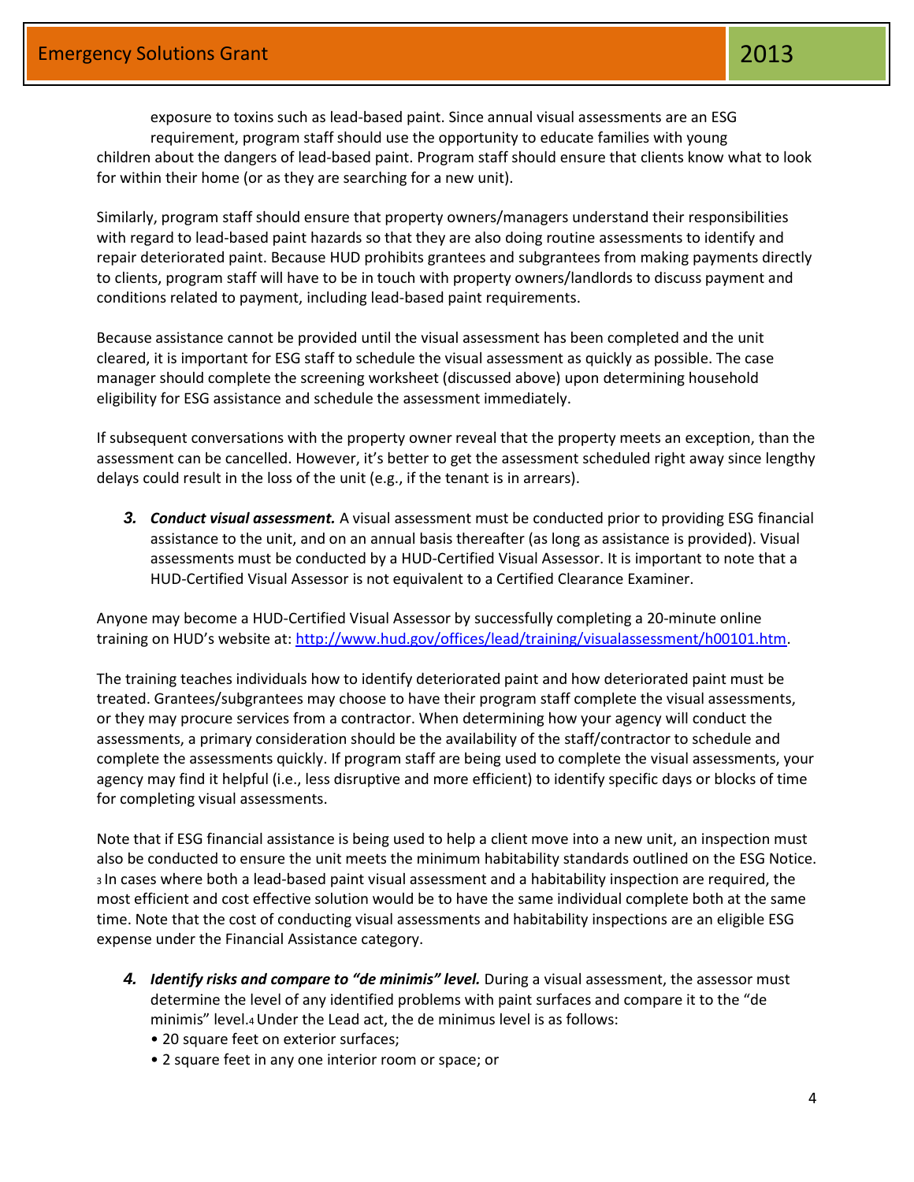exposure to toxins such as lead-based paint. Since annual visual assessments are an ESG requirement, program staff should use the opportunity to educate families with young children about the dangers of lead-based paint. Program staff should ensure that clients know what to look for within their home (or as they are searching for a new unit).

Similarly, program staff should ensure that property owners/managers understand their responsibilities with regard to lead-based paint hazards so that they are also doing routine assessments to identify and repair deteriorated paint. Because HUD prohibits grantees and subgrantees from making payments directly to clients, program staff will have to be in touch with property owners/landlords to discuss payment and conditions related to payment, including lead-based paint requirements.

Because assistance cannot be provided until the visual assessment has been completed and the unit cleared, it is important for ESG staff to schedule the visual assessment as quickly as possible. The case manager should complete the screening worksheet (discussed above) upon determining household eligibility for ESG assistance and schedule the assessment immediately.

If subsequent conversations with the property owner reveal that the property meets an exception, than the assessment can be cancelled. However, it's better to get the assessment scheduled right away since lengthy delays could result in the loss of the unit (e.g., if the tenant is in arrears).

3. ***Conduct visual assessment.*** A visual assessment must be conducted prior to providing ESG financial assistance to the unit, and on an annual basis thereafter (as long as assistance is provided). Visual assessments must be conducted by a HUD-Certified Visual Assessor. It is important to note that a HUD-Certified Visual Assessor is not equivalent to a Certified Clearance Examiner.

Anyone may become a HUD-Certified Visual Assessor by successfully completing a 20-minute online training on HUD's website at: [http://www.hud.gov/offices/lead/training/visualassessment/h00101.htm](http://www.hud.gov/offices/lead/training/visualassessment/h00101.htm).

The training teaches individuals how to identify deteriorated paint and how deteriorated paint must be treated. Grantees/subgrantees may choose to have their program staff complete the visual assessments, or they may procure services from a contractor. When determining how your agency will conduct the assessments, a primary consideration should be the availability of the staff/contractor to schedule and complete the assessments quickly. If program staff are being used to complete the visual assessments, your agency may find it helpful (i.e., less disruptive and more efficient) to identify specific days or blocks of time for completing visual assessments.

Note that if ESG financial assistance is being used to help a client move into a new unit, an inspection must also be conducted to ensure the unit meets the minimum habitability standards outlined on the ESG Notice.[3] In cases where both a lead-based paint visual assessment and a habitability inspection are required, the most efficient and cost effective solution would be to have the same individual complete both at the same time. Note that the cost of conducting visual assessments and habitability inspections are an eligible ESG expense under the Financial Assistance category.

4. ***Identify risks and compare to "de minimis" level.*** During a visual assessment, the assessor must determine the level of any identified problems with paint surfaces and compare it to the "de minimis" level.[4] Under the Lead act, the de minimus level is as follows:
   - 20 square feet on exterior surfaces;
   - 2 square feet in any one interior room or space; or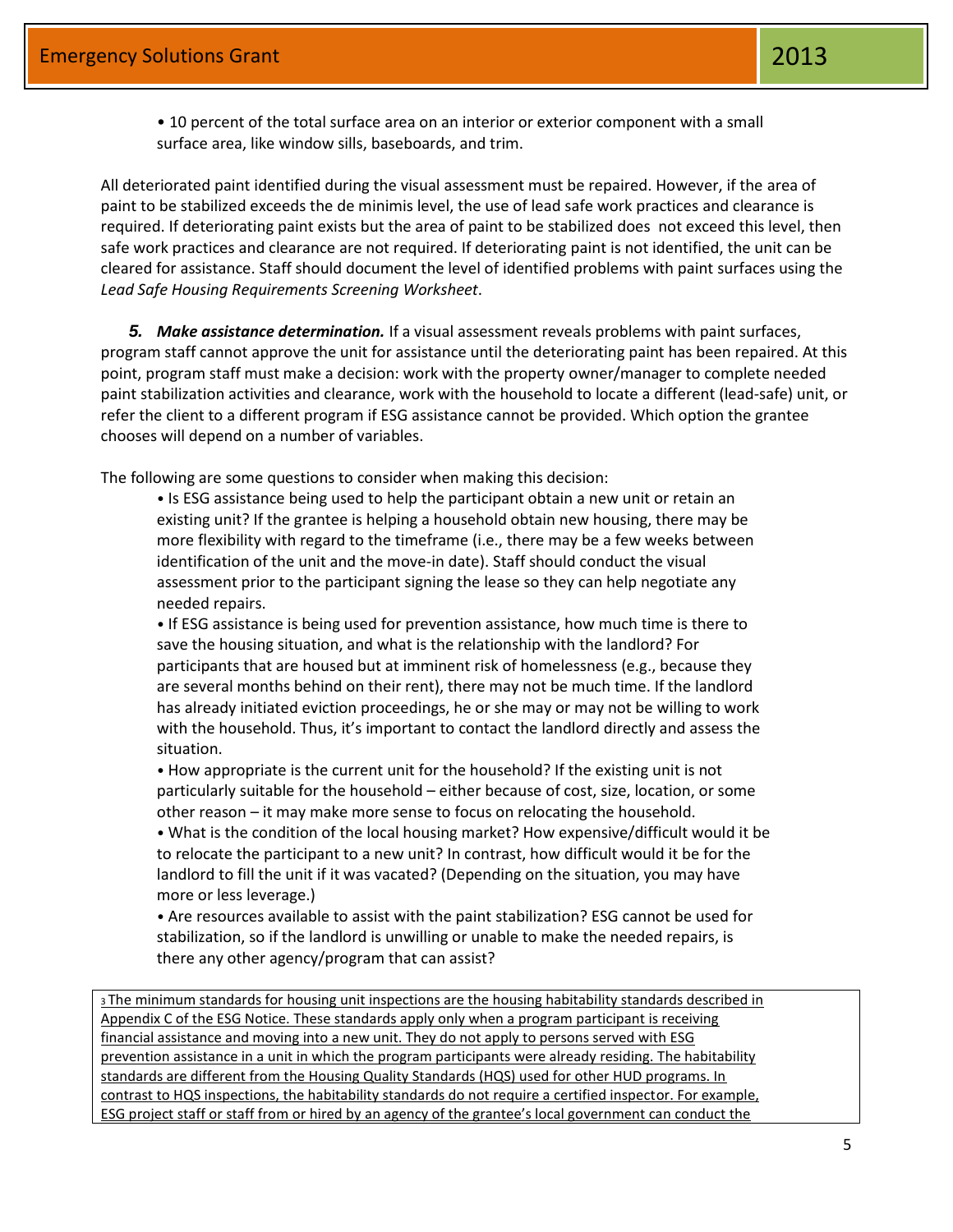• 10 percent of the total surface area on an interior or exterior component with a small surface area, like window sills, baseboards, and trim.

All deteriorated paint identified during the visual assessment must be repaired. However, if the area of paint to be stabilized exceeds the de minimis level, the use of lead safe work practices and clearance is required. If deteriorating paint exists but the area of paint to be stabilized does not exceed this level, then safe work practices and clearance are not required. If deteriorating paint is not identified, the unit can be cleared for assistance. Staff should document the level of identified problems with paint surfaces using the *Lead Safe Housing Requirements Screening Worksheet*.

***5. Make assistance determination.*** If a visual assessment reveals problems with paint surfaces, program staff cannot approve the unit for assistance until the deteriorating paint has been repaired. At this point, program staff must make a decision: work with the property owner/manager to complete needed paint stabilization activities and clearance, work with the household to locate a different (lead-safe) unit, or refer the client to a different program if ESG assistance cannot be provided. Which option the grantee chooses will depend on a number of variables.

The following are some questions to consider when making this decision:

- Is ESG assistance being used to help the participant obtain a new unit or retain an existing unit? If the grantee is helping a household obtain new housing, there may be more flexibility with regard to the timeframe (i.e., there may be a few weeks between identification of the unit and the move-in date). Staff should conduct the visual assessment prior to the participant signing the lease so they can help negotiate any needed repairs.
- If ESG assistance is being used for prevention assistance, how much time is there to save the housing situation, and what is the relationship with the landlord? For participants that are housed but at imminent risk of homelessness (e.g., because they are several months behind on their rent), there may not be much time. If the landlord has already initiated eviction proceedings, he or she may or may not be willing to work with the household. Thus, it's important to contact the landlord directly and assess the situation.
- How appropriate is the current unit for the household? If the existing unit is not particularly suitable for the household – either because of cost, size, location, or some other reason – it may make more sense to focus on relocating the household.
- What is the condition of the local housing market? How expensive/difficult would it be to relocate the participant to a new unit? In contrast, how difficult would it be for the landlord to fill the unit if it was vacated? (Depending on the situation, you may have more or less leverage.)
- Are resources available to assist with the paint stabilization? ESG cannot be used for stabilization, so if the landlord is unwilling or unable to make the needed repairs, is there any other agency/program that can assist?

[3] The minimum standards for housing unit inspections are the housing habitability standards described in Appendix C of the ESG Notice. These standards apply only when a program participant is receiving financial assistance and moving into a new unit. They do not apply to persons served with ESG prevention assistance in a unit in which the program participants were already residing. The habitability standards are different from the Housing Quality Standards (HQS) used for other HUD programs. In contrast to HQS inspections, the habitability standards do not require a certified inspector. For example, ESG project staff or staff from or hired by an agency of the grantee's local government can conduct the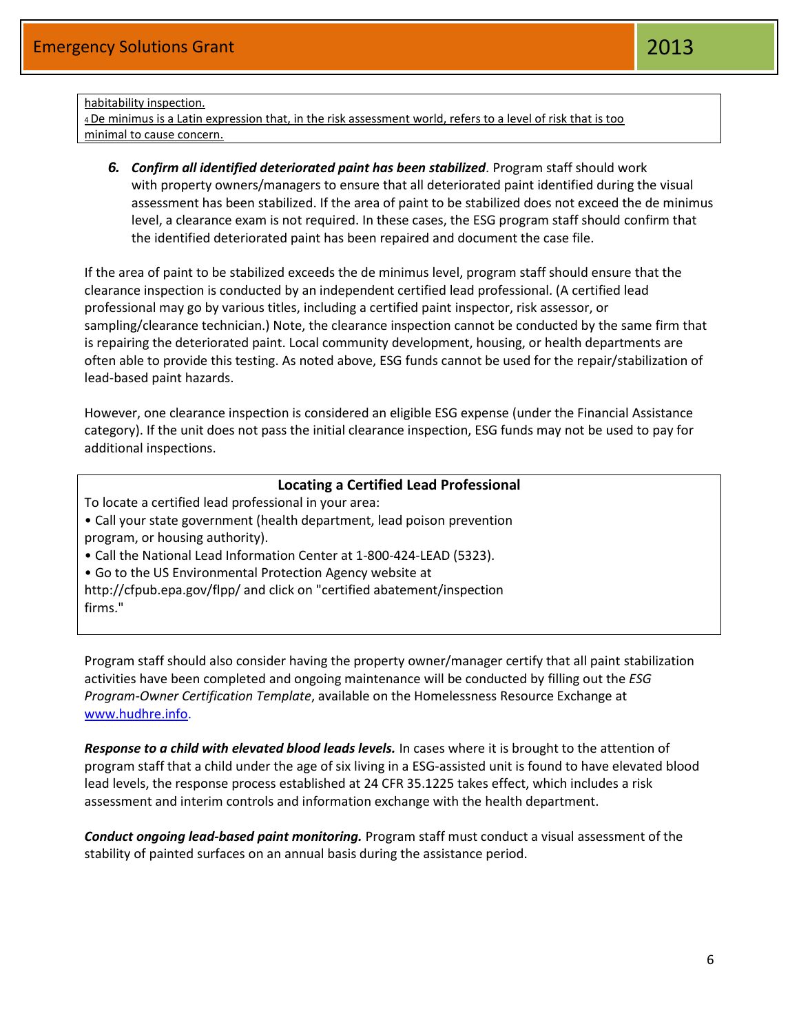habitability inspection.

[4] De minimus is a Latin expression that, in the risk assessment world, refers to a level of risk that is too minimal to cause concern.

6. ***Confirm all identified deteriorated paint has been stabilized*.** Program staff should work with property owners/managers to ensure that all deteriorated paint identified during the visual assessment has been stabilized. If the area of paint to be stabilized does not exceed the de minimus level, a clearance exam is not required. In these cases, the ESG program staff should confirm that the identified deteriorated paint has been repaired and document the case file.

If the area of paint to be stabilized exceeds the de minimus level, program staff should ensure that the clearance inspection is conducted by an independent certified lead professional. (A certified lead professional may go by various titles, including a certified paint inspector, risk assessor, or sampling/clearance technician.) Note, the clearance inspection cannot be conducted by the same firm that is repairing the deteriorated paint. Local community development, housing, or health departments are often able to provide this testing. As noted above, ESG funds cannot be used for the repair/stabilization of lead-based paint hazards.

However, one clearance inspection is considered an eligible ESG expense (under the Financial Assistance category). If the unit does not pass the initial clearance inspection, ESG funds may not be used to pay for additional inspections.

**Locating a Certified Lead Professional**

To locate a certified lead professional in your area:

- Call your state government (health department, lead poison prevention program, or housing authority).
- Call the National Lead Information Center at 1-800-424-LEAD (5323).
- Go to the US Environmental Protection Agency website at http://cfpub.epa.gov/flpp/ and click on "certified abatement/inspection firms."

Program staff should also consider having the property owner/manager certify that all paint stabilization activities have been completed and ongoing maintenance will be conducted by filling out the *ESG Program-Owner Certification Template*, available on the Homelessness Resource Exchange at www.hudhre.info.

***Response to a child with elevated blood leads levels.*** In cases where it is brought to the attention of program staff that a child under the age of six living in a ESG-assisted unit is found to have elevated blood lead levels, the response process established at 24 CFR 35.1225 takes effect, which includes a risk assessment and interim controls and information exchange with the health department.

***Conduct ongoing lead-based paint monitoring.*** Program staff must conduct a visual assessment of the stability of painted surfaces on an annual basis during the assistance period.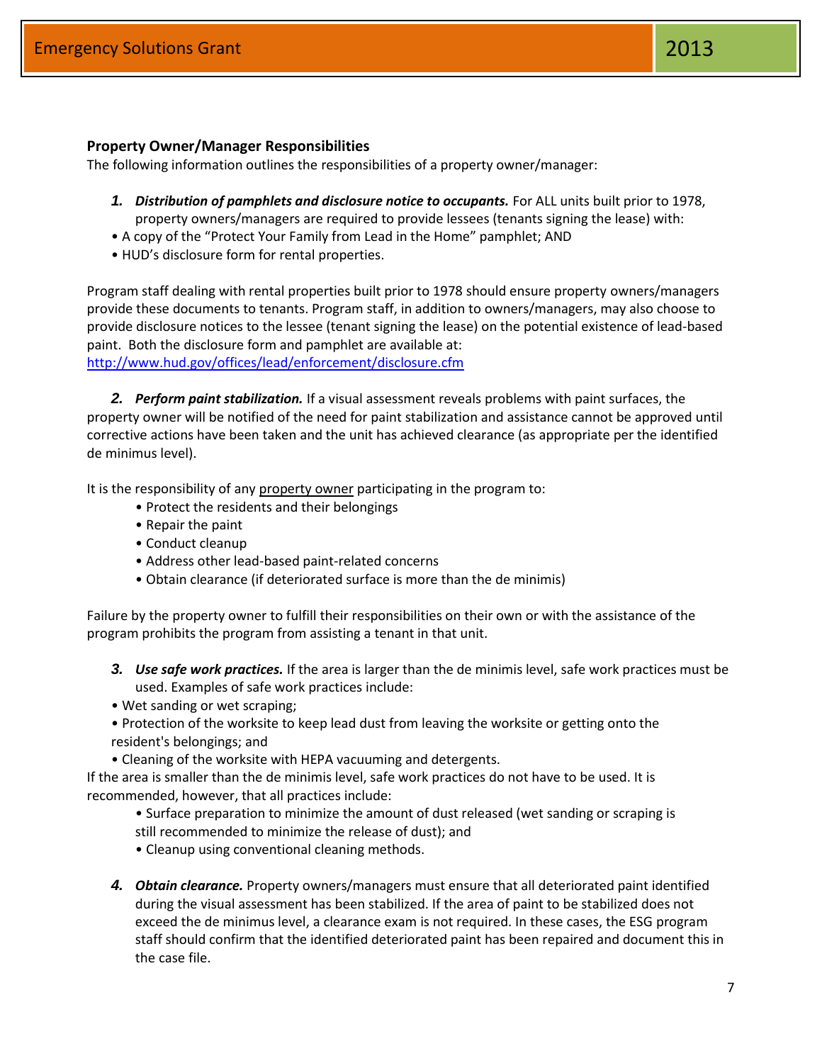### Property Owner/Manager Responsibilities

The following information outlines the responsibilities of a property owner/manager:

1. ***Distribution of pamphlets and disclosure notice to occupants.*** For ALL units built prior to 1978, property owners/managers are required to provide lessees (tenants signing the lease) with:

- A copy of the "Protect Your Family from Lead in the Home" pamphlet; AND
- HUD's disclosure form for rental properties.

Program staff dealing with rental properties built prior to 1978 should ensure property owners/managers provide these documents to tenants. Program staff, in addition to owners/managers, may also choose to provide disclosure notices to the lessee (tenant signing the lease) on the potential existence of lead-based paint. Both the disclosure form and pamphlet are available at:
http://www.hud.gov/offices/lead/enforcement/disclosure.cfm

2. ***Perform paint stabilization.*** If a visual assessment reveals problems with paint surfaces, the property owner will be notified of the need for paint stabilization and assistance cannot be approved until corrective actions have been taken and the unit has achieved clearance (as appropriate per the identified de minimus level).

It is the responsibility of any property owner participating in the program to:

- Protect the residents and their belongings
- Repair the paint
- Conduct cleanup
- Address other lead-based paint-related concerns
- Obtain clearance (if deteriorated surface is more than the de minimis)

Failure by the property owner to fulfill their responsibilities on their own or with the assistance of the program prohibits the program from assisting a tenant in that unit.

3. ***Use safe work practices.*** If the area is larger than the de minimis level, safe work practices must be used. Examples of safe work practices include:

- Wet sanding or wet scraping;
- Protection of the worksite to keep lead dust from leaving the worksite or getting onto the resident's belongings; and
- Cleaning of the worksite with HEPA vacuuming and detergents.

If the area is smaller than the de minimis level, safe work practices do not have to be used. It is recommended, however, that all practices include:

- Surface preparation to minimize the amount of dust released (wet sanding or scraping is still recommended to minimize the release of dust); and
- Cleanup using conventional cleaning methods.

4. ***Obtain clearance.*** Property owners/managers must ensure that all deteriorated paint identified during the visual assessment has been stabilized. If the area of paint to be stabilized does not exceed the de minimus level, a clearance exam is not required. In these cases, the ESG program staff should confirm that the identified deteriorated paint has been repaired and document this in the case file.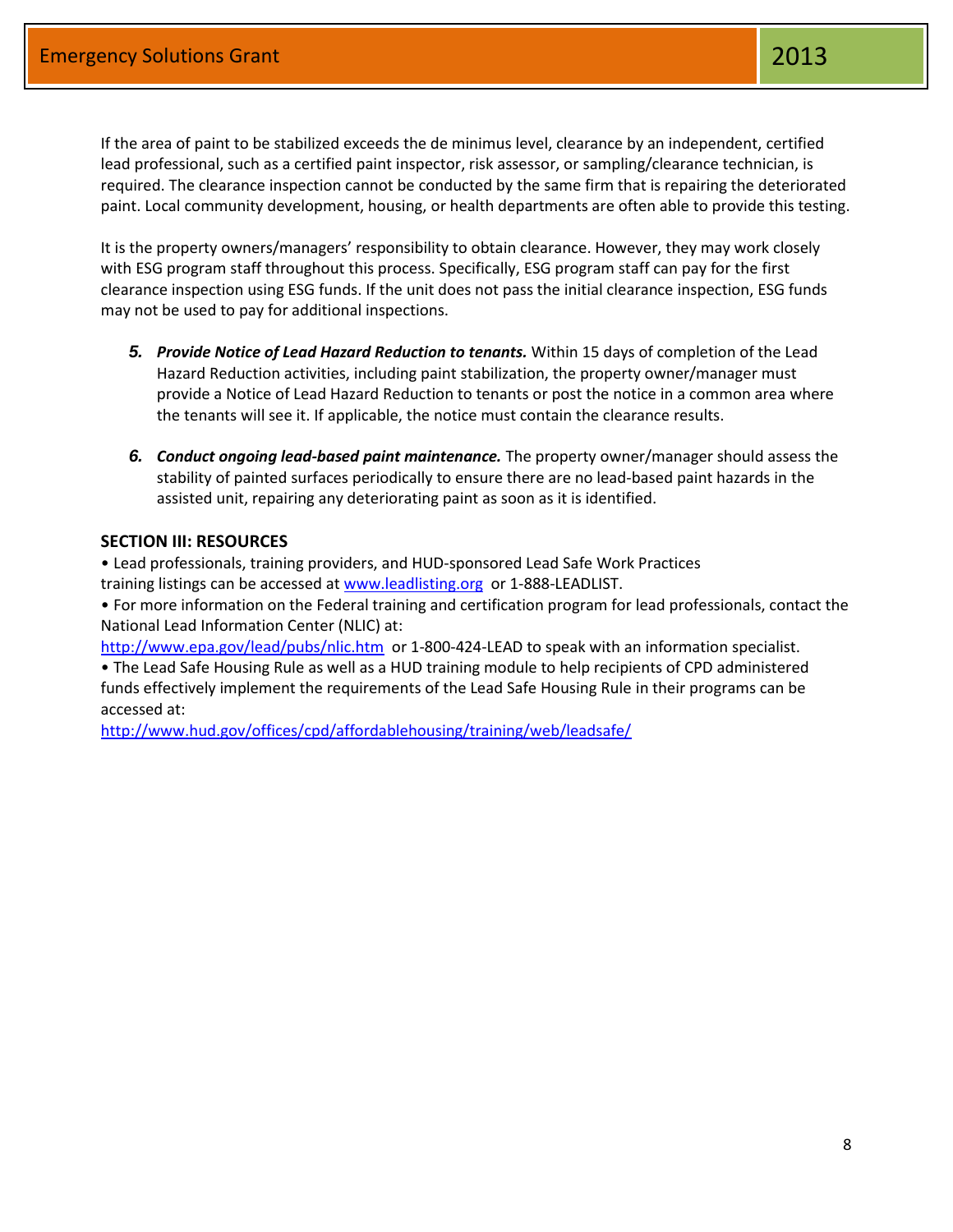If the area of paint to be stabilized exceeds the de minimus level, clearance by an independent, certified lead professional, such as a certified paint inspector, risk assessor, or sampling/clearance technician, is required. The clearance inspection cannot be conducted by the same firm that is repairing the deteriorated paint. Local community development, housing, or health departments are often able to provide this testing.

It is the property owners/managers' responsibility to obtain clearance. However, they may work closely with ESG program staff throughout this process. Specifically, ESG program staff can pay for the first clearance inspection using ESG funds. If the unit does not pass the initial clearance inspection, ESG funds may not be used to pay for additional inspections.

5. ***Provide Notice of Lead Hazard Reduction to tenants.*** Within 15 days of completion of the Lead Hazard Reduction activities, including paint stabilization, the property owner/manager must provide a Notice of Lead Hazard Reduction to tenants or post the notice in a common area where the tenants will see it. If applicable, the notice must contain the clearance results.

6. ***Conduct ongoing lead-based paint maintenance.*** The property owner/manager should assess the stability of painted surfaces periodically to ensure there are no lead-based paint hazards in the assisted unit, repairing any deteriorating paint as soon as it is identified.

**SECTION III: RESOURCES**

- Lead professionals, training providers, and HUD-sponsored Lead Safe Work Practices training listings can be accessed at www.leadlisting.org or 1-888-LEADLIST.
- For more information on the Federal training and certification program for lead professionals, contact the National Lead Information Center (NLIC) at: http://www.epa.gov/lead/pubs/nlic.htm or 1-800-424-LEAD to speak with an information specialist.
- The Lead Safe Housing Rule as well as a HUD training module to help recipients of CPD administered funds effectively implement the requirements of the Lead Safe Housing Rule in their programs can be accessed at: http://www.hud.gov/offices/cpd/affordablehousing/training/web/leadsafe/